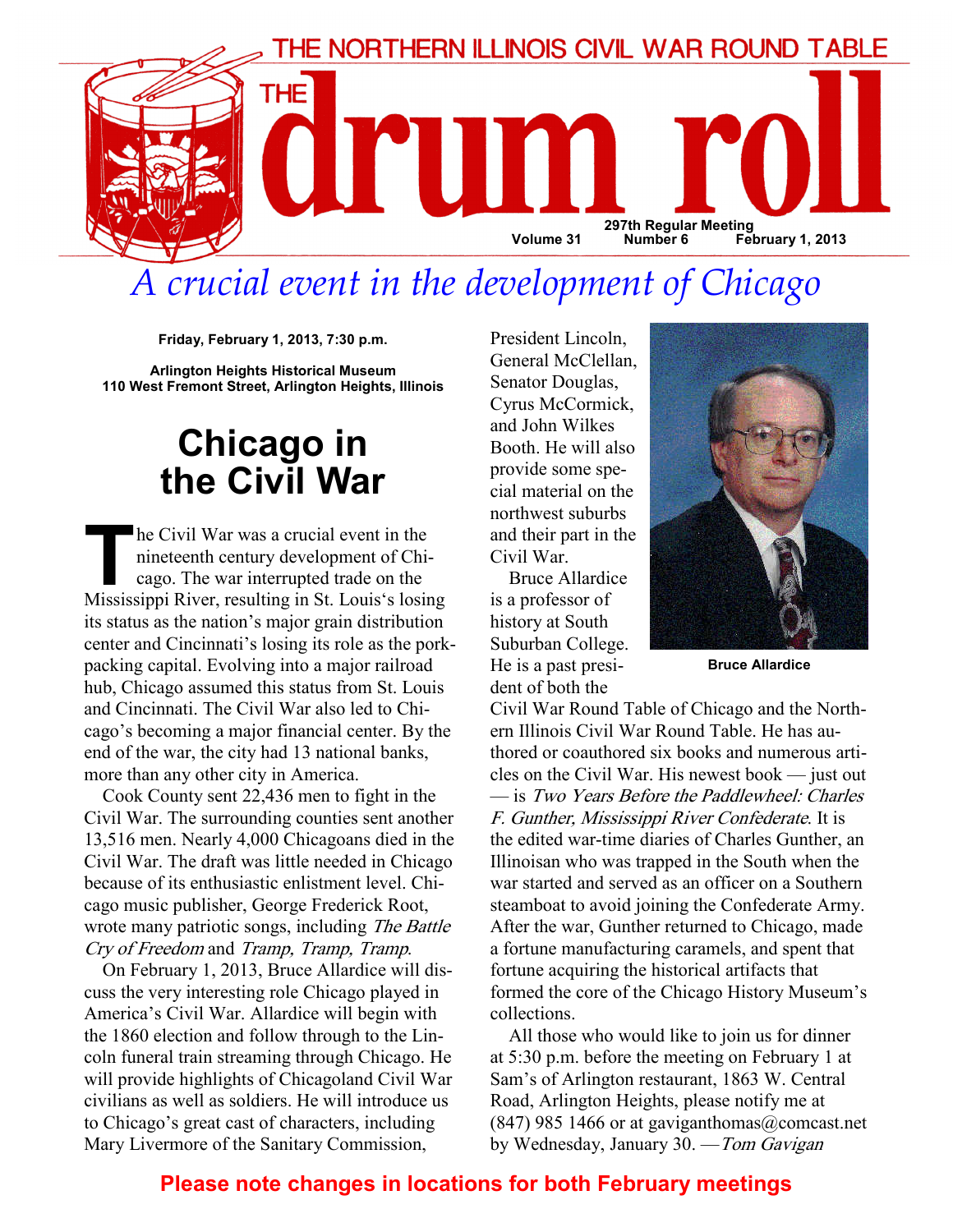# THE NORTHERN ILLINOIS CIVIL WAR ROUND TABLE

# THE drum roll

297th Regular Meeting
Volume 31 Number 6 February 1, 2013

## *A crucial event in the development of Chicago*

**Friday, February 1, 2013, 7:30 p.m.**

**Arlington Heights Historical Museum**
**110 West Fremont Street, Arlington Heights, Illinois**

# Chicago in the Civil War

The Civil War was a crucial event in the nineteenth century development of Chicago. The war interrupted trade on the Mississippi River, resulting in St. Louis's losing its status as the nation's major grain distribution center and Cincinnati's losing its role as the pork-packing capital. Evolving into a major railroad hub, Chicago assumed this status from St. Louis and Cincinnati. The Civil War also led to Chicago's becoming a major financial center. By the end of the war, the city had 13 national banks, more than any other city in America.

Cook County sent 22,436 men to fight in the Civil War. The surrounding counties sent another 13,516 men. Nearly 4,000 Chicagoans died in the Civil War. The draft was little needed in Chicago because of its enthusiastic enlistment level. Chicago music publisher, George Frederick Root, wrote many patriotic songs, including *The Battle Cry of Freedom* and *Tramp, Tramp, Tramp*.

On February 1, 2013, Bruce Allardice will discuss the very interesting role Chicago played in America's Civil War. Allardice will begin with the 1860 election and follow through to the Lincoln funeral train streaming through Chicago. He will provide highlights of Chicagoland Civil War civilians as well as soldiers. He will introduce us to Chicago's great cast of characters, including Mary Livermore of the Sanitary Commission, President Lincoln, General McClellan, Senator Douglas, Cyrus McCormick, and John Wilkes Booth. He will also provide some special material on the northwest suburbs and their part in the Civil War.

Bruce Allardice is a professor of history at South Suburban College. He is a past president of both the Civil War Round Table of Chicago and the Northern Illinois Civil War Round Table. He has authored or coauthored six books and numerous articles on the Civil War. His newest book — just out — is *Two Years Before the Paddlewheel: Charles F. Gunther, Mississippi River Confederate*. It is the edited war-time diaries of Charles Gunther, an Illinoisan who was trapped in the South when the war started and served as an officer on a Southern steamboat to avoid joining the Confederate Army. After the war, Gunther returned to Chicago, made a fortune manufacturing caramels, and spent that fortune acquiring the historical artifacts that formed the core of the Chicago History Museum's collections.

**Bruce Allardice**

All those who would like to join us for dinner at 5:30 p.m. before the meeting on February 1 at Sam's of Arlington restaurant, 1863 W. Central Road, Arlington Heights, please notify me at (847) 985 1466 or at gaviganthomas@comcast.net by Wednesday, January 30. —*Tom Gavigan*

**Please note changes in locations for both February meetings**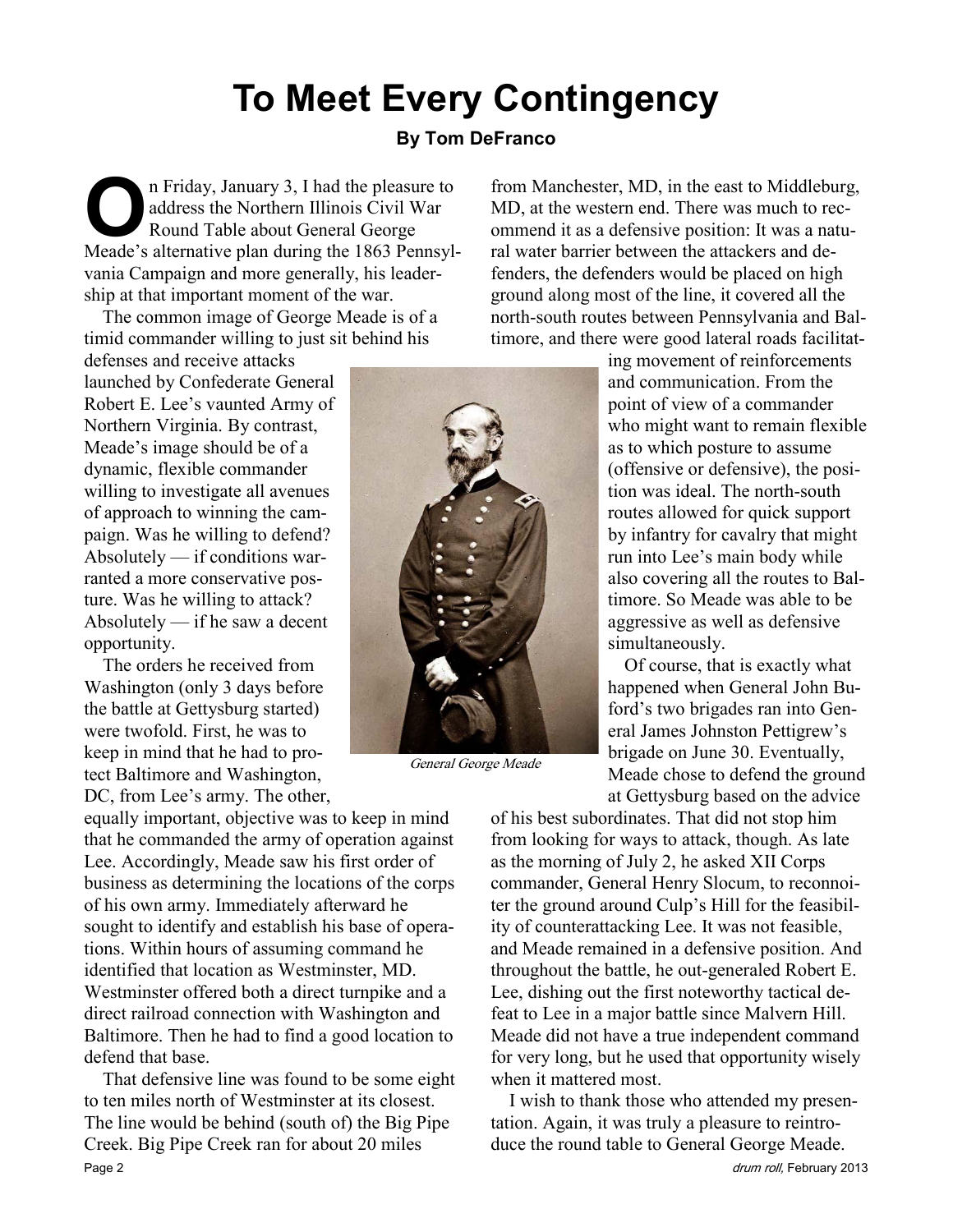# To Meet Every Contingency

**By Tom DeFranco**

On Friday, January 3, I had the pleasure to address the Northern Illinois Civil War Round Table about General George Meade's alternative plan during the 1863 Pennsylvania Campaign and more generally, his leadership at that important moment of the war.

The common image of George Meade is of a timid commander willing to just sit behind his defenses and receive attacks launched by Confederate General Robert E. Lee's vaunted Army of Northern Virginia. By contrast, Meade's image should be of a dynamic, flexible commander willing to investigate all avenues of approach to winning the campaign. Was he willing to defend? Absolutely — if conditions warranted a more conservative posture. Was he willing to attack? Absolutely — if he saw a decent opportunity.

The orders he received from Washington (only 3 days before the battle at Gettysburg started) were twofold. First, he was to keep in mind that he had to protect Baltimore and Washington, DC, from Lee's army. The other, equally important, objective was to keep in mind that he commanded the army of operation against Lee. Accordingly, Meade saw his first order of business as determining the locations of the corps of his own army. Immediately afterward he sought to identify and establish his base of operations. Within hours of assuming command he identified that location as Westminster, MD. Westminster offered both a direct turnpike and a direct railroad connection with Washington and Baltimore. Then he had to find a good location to defend that base.

That defensive line was found to be some eight to ten miles north of Westminster at its closest. The line would be behind (south of) the Big Pipe Creek. Big Pipe Creek ran for about 20 miles from Manchester, MD, in the east to Middleburg, MD, at the western end. There was much to recommend it as a defensive position: It was a natural water barrier between the attackers and defenders, the defenders would be placed on high ground along most of the line, it covered all the north-south routes between Pennsylvania and Baltimore, and there were good lateral roads facilitating movement of reinforcements and communication. From the point of view of a commander who might want to remain flexible as to which posture to assume (offensive or defensive), the position was ideal. The north-south routes allowed for quick support by infantry for cavalry that might run into Lee's main body while also covering all the routes to Baltimore. So Meade was able to be aggressive as well as defensive simultaneously.

*General George Meade*

Of course, that is exactly what happened when General John Buford's two brigades ran into General James Johnston Pettigrew's brigade on June 30. Eventually, Meade chose to defend the ground at Gettysburg based on the advice of his best subordinates. That did not stop him from looking for ways to attack, though. As late as the morning of July 2, he asked XII Corps commander, General Henry Slocum, to reconnoiter the ground around Culp's Hill for the feasibility of counterattacking Lee. It was not feasible, and Meade remained in a defensive position. And throughout the battle, he out-generaled Robert E. Lee, dishing out the first noteworthy tactical defeat to Lee in a major battle since Malvern Hill. Meade did not have a true independent command for very long, but he used that opportunity wisely when it mattered most.

I wish to thank those who attended my presentation. Again, it was truly a pleasure to reintroduce the round table to General George Meade.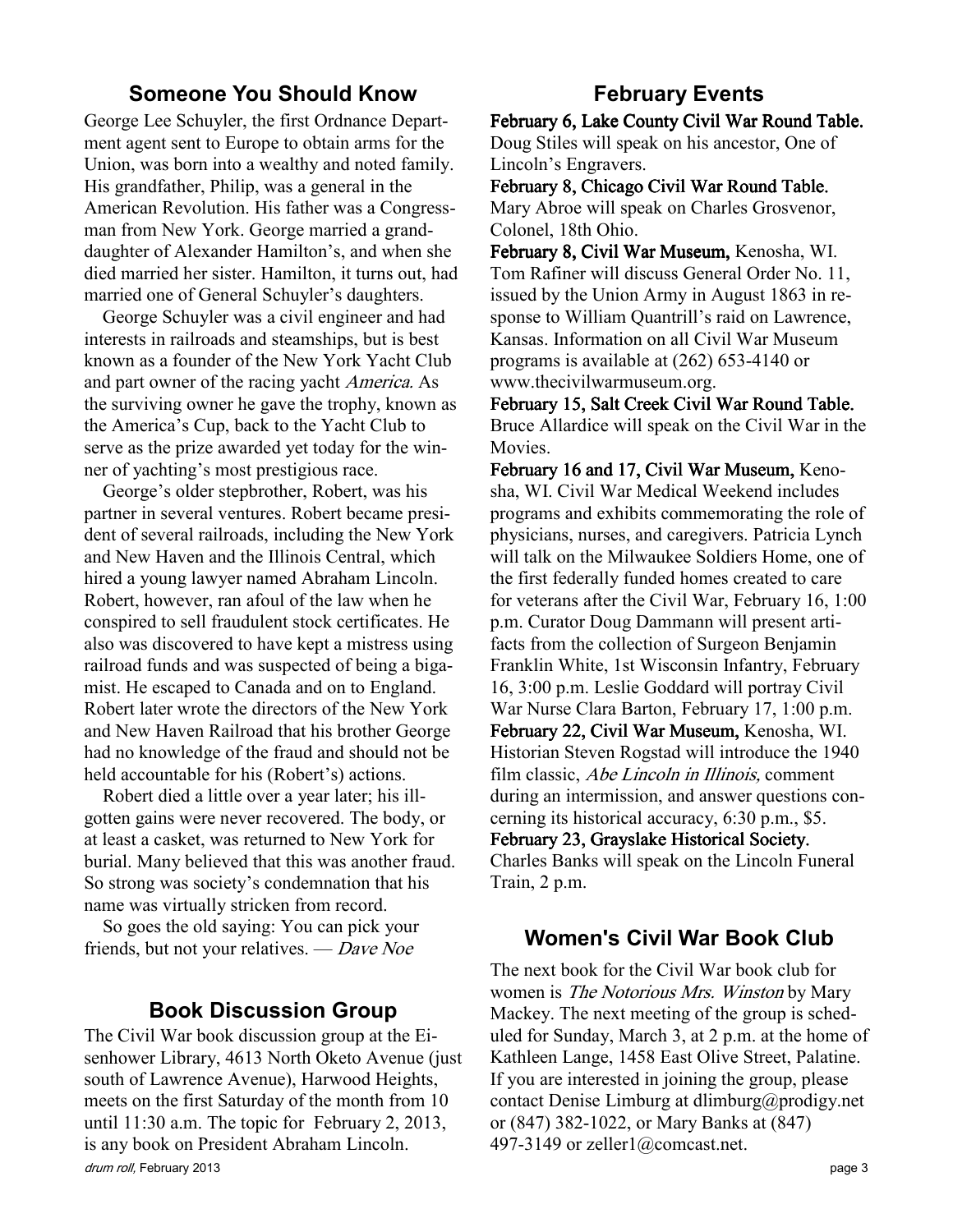## Someone You Should Know

George Lee Schuyler, the first Ordnance Department agent sent to Europe to obtain arms for the Union, was born into a wealthy and noted family. His grandfather, Philip, was a general in the American Revolution. His father was a Congressman from New York. George married a granddaughter of Alexander Hamilton's, and when she died married her sister. Hamilton, it turns out, had married one of General Schuyler's daughters.

George Schuyler was a civil engineer and had interests in railroads and steamships, but is best known as a founder of the New York Yacht Club and part owner of the racing yacht *America.* As the surviving owner he gave the trophy, known as the America's Cup, back to the Yacht Club to serve as the prize awarded yet today for the winner of yachting's most prestigious race.

George's older stepbrother, Robert, was his partner in several ventures. Robert became president of several railroads, including the New York and New Haven and the Illinois Central, which hired a young lawyer named Abraham Lincoln. Robert, however, ran afoul of the law when he conspired to sell fraudulent stock certificates. He also was discovered to have kept a mistress using railroad funds and was suspected of being a bigamist. He escaped to Canada and on to England. Robert later wrote the directors of the New York and New Haven Railroad that his brother George had no knowledge of the fraud and should not be held accountable for his (Robert's) actions.

Robert died a little over a year later; his ill-gotten gains were never recovered. The body, or at least a casket, was returned to New York for burial. Many believed that this was another fraud. So strong was society's condemnation that his name was virtually stricken from record.

So goes the old saying: You can pick your friends, but not your relatives. — *Dave Noe*

## Book Discussion Group

The Civil War book discussion group at the Eisenhower Library, 4613 North Oketo Avenue (just south of Lawrence Avenue), Harwood Heights, meets on the first Saturday of the month from 10 until 11:30 a.m. The topic for February 2, 2013, is any book on President Abraham Lincoln.

## February Events

**February 6, Lake County Civil War Round Table.** Doug Stiles will speak on his ancestor, One of Lincoln's Engravers.

**February 8, Chicago Civil War Round Table.** Mary Abroe will speak on Charles Grosvenor, Colonel, 18th Ohio.

**February 8, Civil War Museum,** Kenosha, WI. Tom Rafiner will discuss General Order No. 11, issued by the Union Army in August 1863 in response to William Quantrill's raid on Lawrence, Kansas. Information on all Civil War Museum programs is available at (262) 653-4140 or www.thecivilwarmuseum.org.

**February 15, Salt Creek Civil War Round Table.** Bruce Allardice will speak on the Civil War in the Movies.

**February 16 and 17, Civil War Museum,** Kenosha, WI. Civil War Medical Weekend includes programs and exhibits commemorating the role of physicians, nurses, and caregivers. Patricia Lynch will talk on the Milwaukee Soldiers Home, one of the first federally funded homes created to care for veterans after the Civil War, February 16, 1:00 p.m. Curator Doug Dammann will present artifacts from the collection of Surgeon Benjamin Franklin White, 1st Wisconsin Infantry, February 16, 3:00 p.m. Leslie Goddard will portray Civil War Nurse Clara Barton, February 17, 1:00 p.m.

**February 22, Civil War Museum,** Kenosha, WI. Historian Steven Rogstad will introduce the 1940 film classic, *Abe Lincoln in Illinois,* comment during an intermission, and answer questions concerning its historical accuracy, 6:30 p.m., $5.

**February 23, Grayslake Historical Society.** Charles Banks will speak on the Lincoln Funeral Train, 2 p.m.

## Women's Civil War Book Club

The next book for the Civil War book club for women is *The Notorious Mrs. Winston* by Mary Mackey. The next meeting of the group is scheduled for Sunday, March 3, at 2 p.m. at the home of Kathleen Lange, 1458 East Olive Street, Palatine. If you are interested in joining the group, please contact Denise Limburg at dlimburg@prodigy.net or (847) 382-1022, or Mary Banks at (847) 497-3149 or zeller1@comcast.net.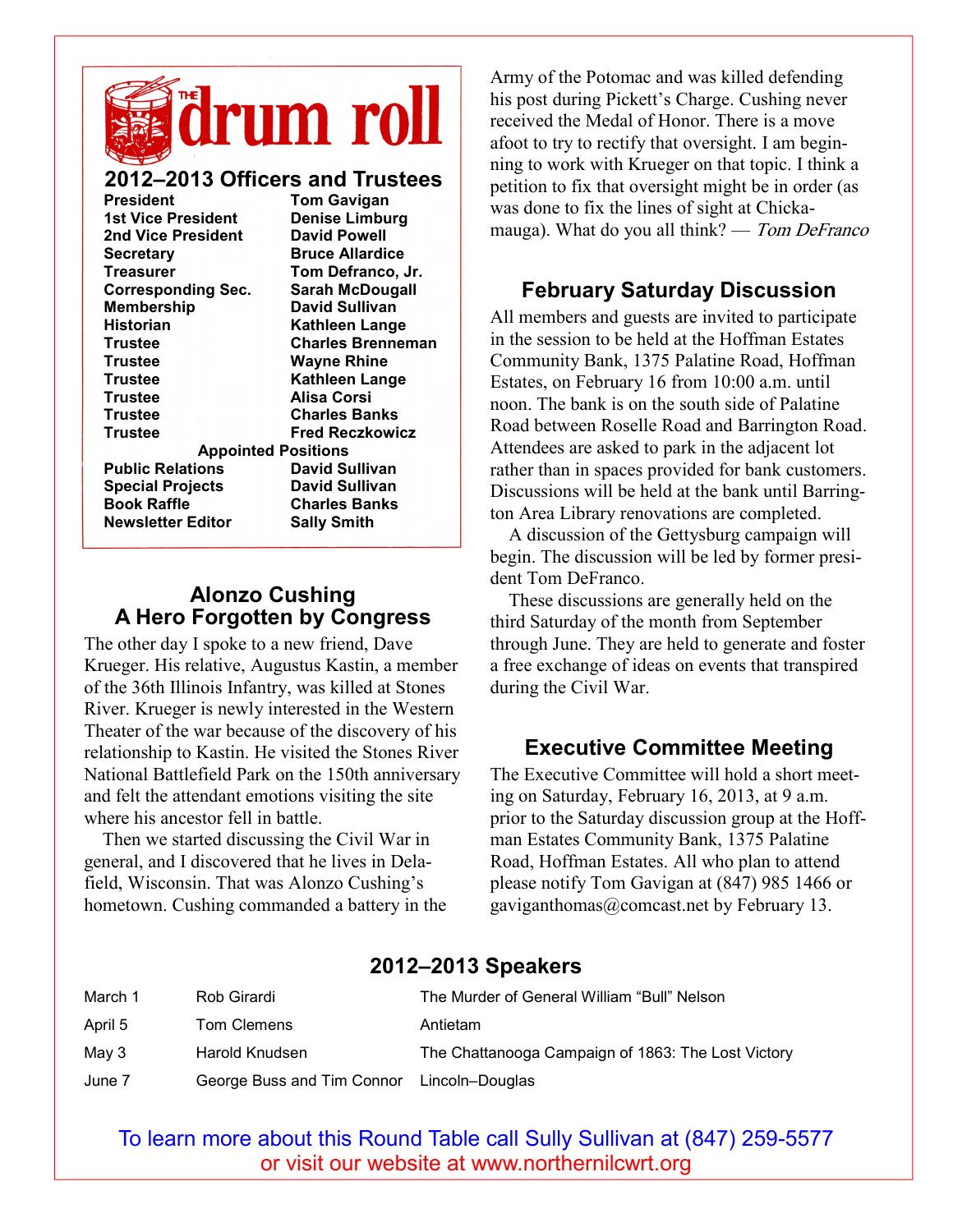# THE drum roll

## 2012–2013 Officers and Trustees

| | |
|---|---|
| **President** | **Tom Gavigan** |
| **1st Vice President** | **Denise Limburg** |
| **2nd Vice President** | **David Powell** |
| **Secretary** | **Bruce Allardice** |
| **Treasurer** | **Tom Defranco, Jr.** |
| **Corresponding Sec.** | **Sarah McDougall** |
| **Membership** | **David Sullivan** |
| **Historian** | **Kathleen Lange** |
| **Trustee** | **Charles Brenneman** |
| **Trustee** | **Wayne Rhine** |
| **Trustee** | **Kathleen Lange** |
| **Trustee** | **Alisa Corsi** |
| **Trustee** | **Charles Banks** |
| **Trustee** | **Fred Reczkowicz** |
| **Appointed Positions** | |
| **Public Relations** | **David Sullivan** |
| **Special Projects** | **David Sullivan** |
| **Book Raffle** | **Charles Banks** |
| **Newsletter Editor** | **Sally Smith** |

## Alonzo Cushing A Hero Forgotten by Congress

The other day I spoke to a new friend, Dave Krueger. His relative, Augustus Kastin, a member of the 36th Illinois Infantry, was killed at Stones River. Krueger is newly interested in the Western Theater of the war because of the discovery of his relationship to Kastin. He visited the Stones River National Battlefield Park on the 150th anniversary and felt the attendant emotions visiting the site where his ancestor fell in battle.

Then we started discussing the Civil War in general, and I discovered that he lives in Delafield, Wisconsin. That was Alonzo Cushing's hometown. Cushing commanded a battery in the Army of the Potomac and was killed defending his post during Pickett's Charge. Cushing never received the Medal of Honor. There is a move afoot to try to rectify that oversight. I am beginning to work with Krueger on that topic. I think a petition to fix that oversight might be in order (as was done to fix the lines of sight at Chickamauga). What do you all think? — *Tom DeFranco*

## February Saturday Discussion

All members and guests are invited to participate in the session to be held at the Hoffman Estates Community Bank, 1375 Palatine Road, Hoffman Estates, on February 16 from 10:00 a.m. until noon. The bank is on the south side of Palatine Road between Roselle Road and Barrington Road. Attendees are asked to park in the adjacent lot rather than in spaces provided for bank customers. Discussions will be held at the bank until Barrington Area Library renovations are completed.

A discussion of the Gettysburg campaign will begin. The discussion will be led by former president Tom DeFranco.

These discussions are generally held on the third Saturday of the month from September through June. They are held to generate and foster a free exchange of ideas on events that transpired during the Civil War.

## Executive Committee Meeting

The Executive Committee will hold a short meeting on Saturday, February 16, 2013, at 9 a.m. prior to the Saturday discussion group at the Hoffman Estates Community Bank, 1375 Palatine Road, Hoffman Estates. All who plan to attend please notify Tom Gavigan at (847) 985 1466 or gaviganthomas@comcast.net by February 13.

## 2012–2013 Speakers

| | | |
|---|---|---|
| March 1 | Rob Girardi | The Murder of General William "Bull" Nelson |
| April 5 | Tom Clemens | Antietam |
| May 3 | Harold Knudsen | The Chattanooga Campaign of 1863: The Lost Victory |
| June 7 | George Buss and Tim Connor | Lincoln–Douglas |

To learn more about this Round Table call Sully Sullivan at (847) 259-5577 or visit our website at www.northernilcwrt.org